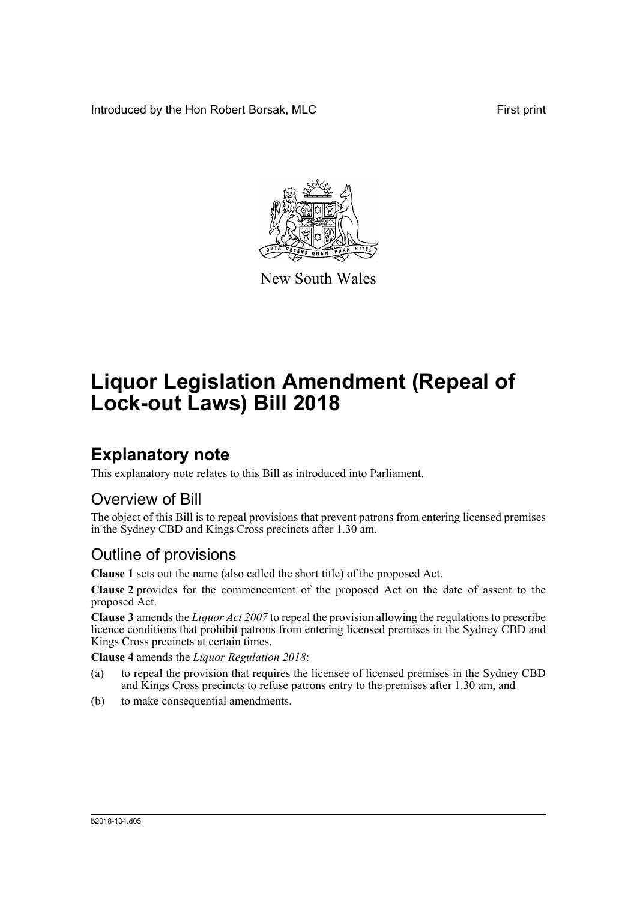Introduced by the Hon Robert Borsak, MLC

First print

New South Wales

# Liquor Legislation Amendment (Repeal of Lock-out Laws) Bill 2018

## Explanatory note

This explanatory note relates to this Bill as introduced into Parliament.

### Overview of Bill

The object of this Bill is to repeal provisions that prevent patrons from entering licensed premises in the Sydney CBD and Kings Cross precincts after 1.30 am.

### Outline of provisions

**Clause 1** sets out the name (also called the short title) of the proposed Act.

**Clause 2** provides for the commencement of the proposed Act on the date of assent to the proposed Act.

**Clause 3** amends the *Liquor Act 2007* to repeal the provision allowing the regulations to prescribe licence conditions that prohibit patrons from entering licensed premises in the Sydney CBD and Kings Cross precincts at certain times.

**Clause 4** amends the *Liquor Regulation 2018*:

(a) to repeal the provision that requires the licensee of licensed premises in the Sydney CBD and Kings Cross precincts to refuse patrons entry to the premises after 1.30 am, and

(b) to make consequential amendments.

b2018-104.d05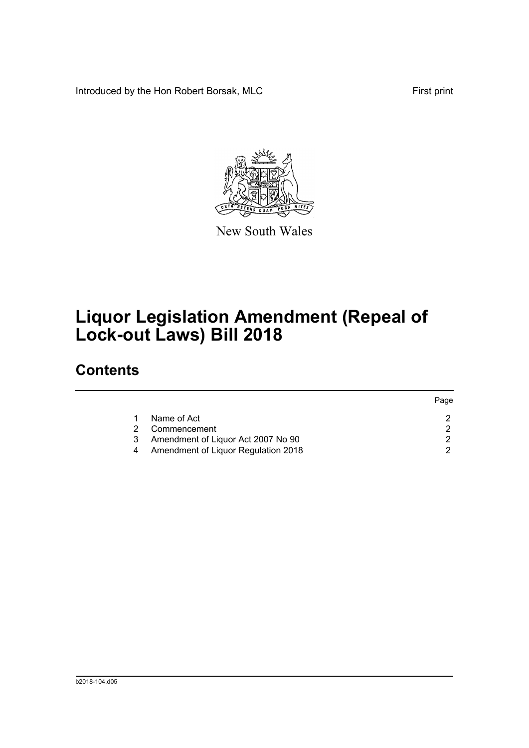Introduced by the Hon Robert Borsak, MLC

First print

New South Wales

# Liquor Legislation Amendment (Repeal of Lock-out Laws) Bill 2018

## Contents

| | | Page |
|---|---|---|
| 1 | Name of Act | 2 |
| 2 | Commencement | 2 |
| 3 | Amendment of Liquor Act 2007 No 90 | 2 |
| 4 | Amendment of Liquor Regulation 2018 | 2 |

b2018-104.d05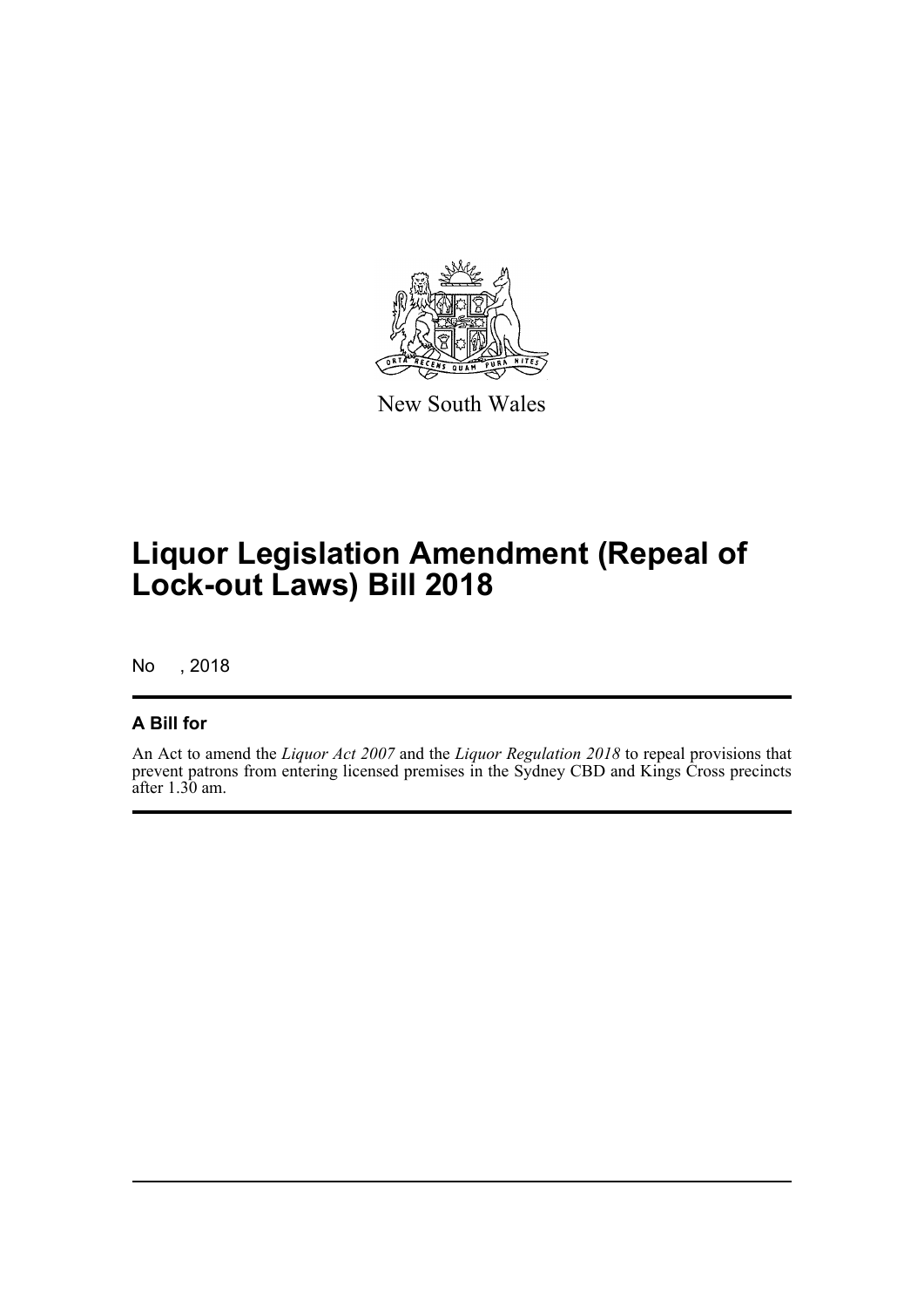New South Wales

# Liquor Legislation Amendment (Repeal of Lock-out Laws) Bill 2018

No , 2018

## A Bill for

An Act to amend the *Liquor Act 2007* and the *Liquor Regulation 2018* to repeal provisions that prevent patrons from entering licensed premises in the Sydney CBD and Kings Cross precincts after 1.30 am.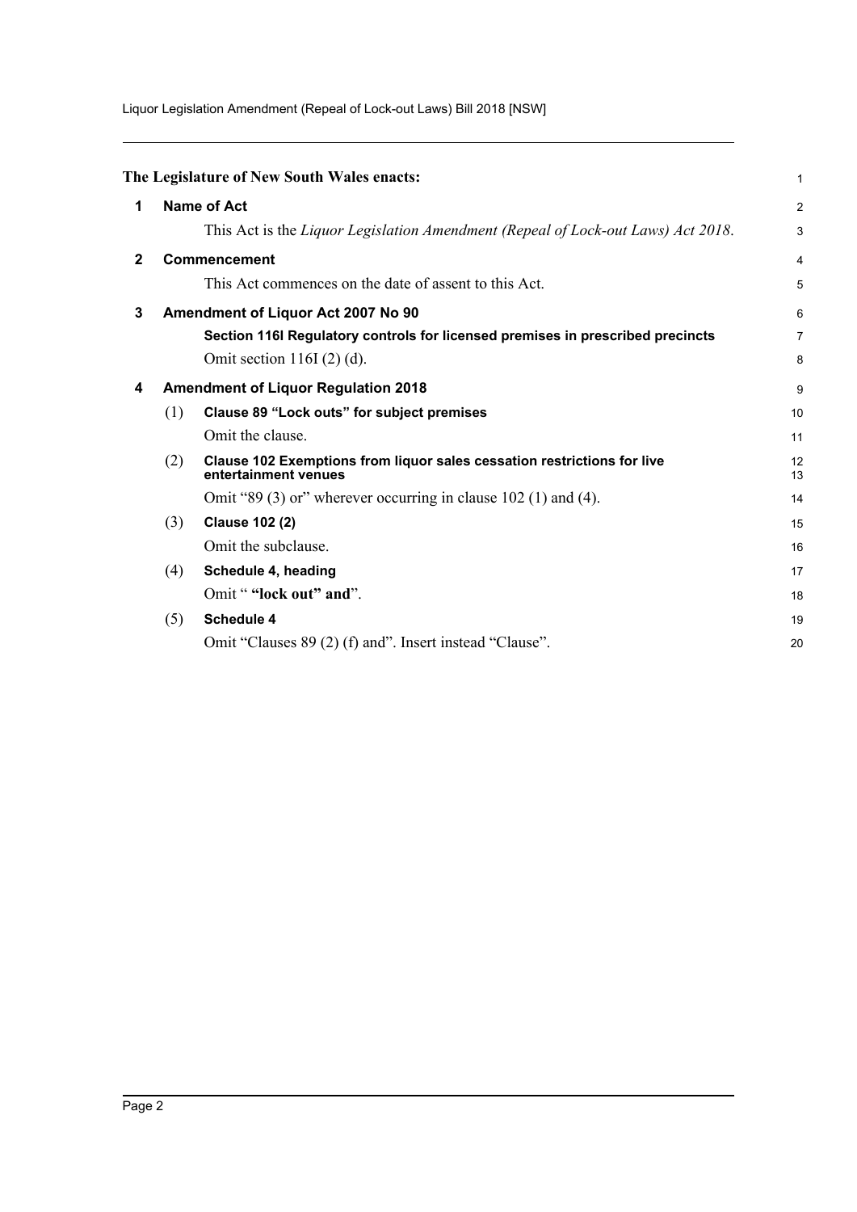**The Legislature of New South Wales enacts:**

## 1 Name of Act

This Act is the *Liquor Legislation Amendment (Repeal of Lock-out Laws) Act 2018*.

## 2 Commencement

This Act commences on the date of assent to this Act.

## 3 Amendment of Liquor Act 2007 No 90

**Section 116I Regulatory controls for licensed premises in prescribed precincts**

Omit section 116I (2) (d).

## 4 Amendment of Liquor Regulation 2018

(1) **Clause 89 "Lock outs" for subject premises**

Omit the clause.

(2) **Clause 102 Exemptions from liquor sales cessation restrictions for live entertainment venues**

Omit "89 (3) or" wherever occurring in clause 102 (1) and (4).

(3) **Clause 102 (2)**

Omit the subclause.

(4) **Schedule 4, heading**

Omit " **"lock out" and**".

(5) **Schedule 4**

Omit "Clauses 89 (2) (f) and". Insert instead "Clause".